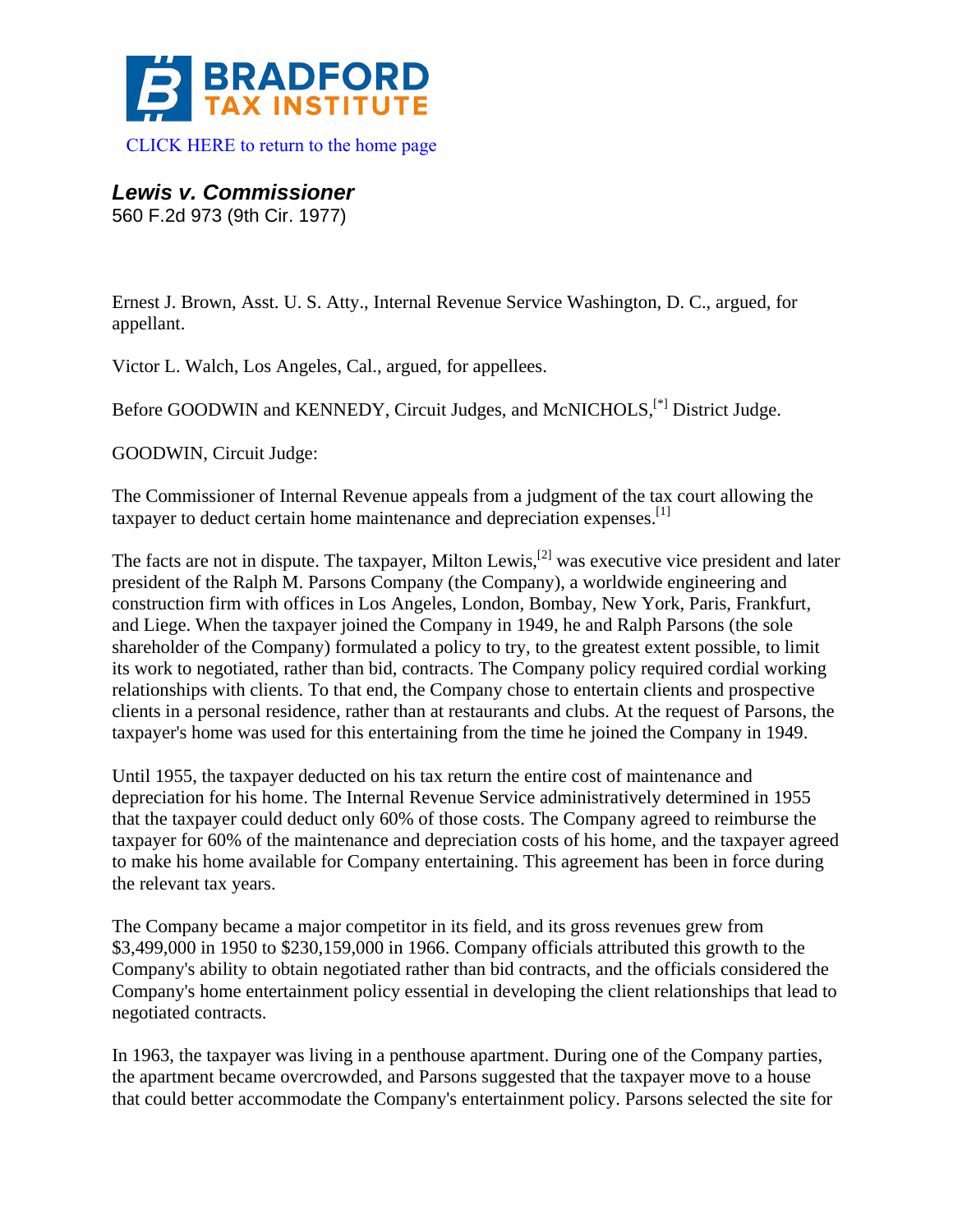**BRADFORD TAX INSTITUTE**

CLICK HERE to return to the home page

## *Lewis v. Commissioner*

560 F.2d 973 (9th Cir. 1977)

Ernest J. Brown, Asst. U. S. Atty., Internal Revenue Service Washington, D. C., argued, for appellant.

Victor L. Walch, Los Angeles, Cal., argued, for appellees.

Before GOODWIN and KENNEDY, Circuit Judges, and McNICHOLS,[*] District Judge.

GOODWIN, Circuit Judge:

The Commissioner of Internal Revenue appeals from a judgment of the tax court allowing the taxpayer to deduct certain home maintenance and depreciation expenses.[1]

The facts are not in dispute. The taxpayer, Milton Lewis,[2] was executive vice president and later president of the Ralph M. Parsons Company (the Company), a worldwide engineering and construction firm with offices in Los Angeles, London, Bombay, New York, Paris, Frankfurt, and Liege. When the taxpayer joined the Company in 1949, he and Ralph Parsons (the sole shareholder of the Company) formulated a policy to try, to the greatest extent possible, to limit its work to negotiated, rather than bid, contracts. The Company policy required cordial working relationships with clients. To that end, the Company chose to entertain clients and prospective clients in a personal residence, rather than at restaurants and clubs. At the request of Parsons, the taxpayer's home was used for this entertaining from the time he joined the Company in 1949.

Until 1955, the taxpayer deducted on his tax return the entire cost of maintenance and depreciation for his home. The Internal Revenue Service administratively determined in 1955 that the taxpayer could deduct only 60% of those costs. The Company agreed to reimburse the taxpayer for 60% of the maintenance and depreciation costs of his home, and the taxpayer agreed to make his home available for Company entertaining. This agreement has been in force during the relevant tax years.

The Company became a major competitor in its field, and its gross revenues grew from $3,499,000 in 1950 to $230,159,000 in 1966. Company officials attributed this growth to the Company's ability to obtain negotiated rather than bid contracts, and the officials considered the Company's home entertainment policy essential in developing the client relationships that lead to negotiated contracts.

In 1963, the taxpayer was living in a penthouse apartment. During one of the Company parties, the apartment became overcrowded, and Parsons suggested that the taxpayer move to a house that could better accommodate the Company's entertainment policy. Parsons selected the site for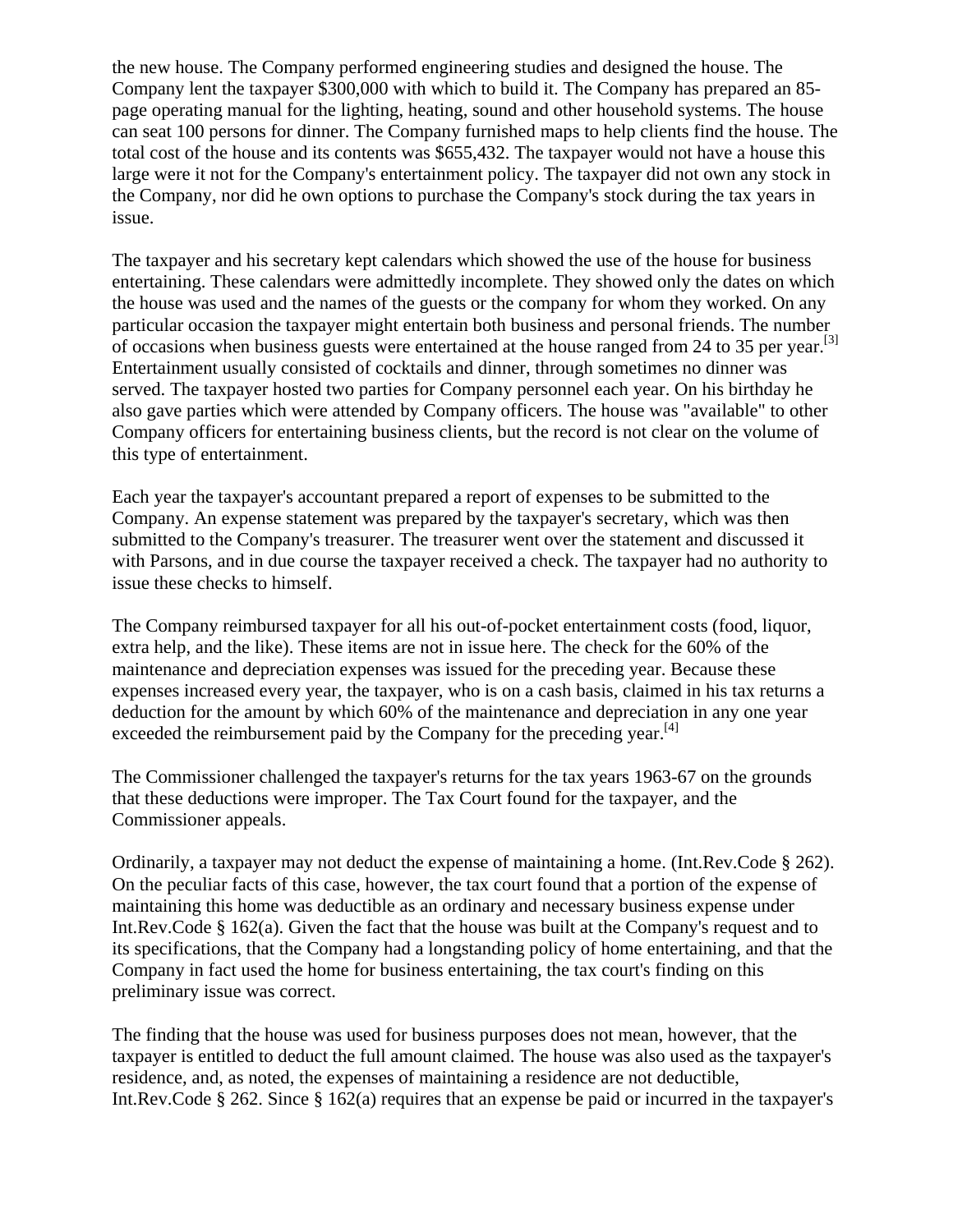the new house. The Company performed engineering studies and designed the house. The Company lent the taxpayer $300,000 with which to build it. The Company has prepared an 85-page operating manual for the lighting, heating, sound and other household systems. The house can seat 100 persons for dinner. The Company furnished maps to help clients find the house. The total cost of the house and its contents was $655,432. The taxpayer would not have a house this large were it not for the Company's entertainment policy. The taxpayer did not own any stock in the Company, nor did he own options to purchase the Company's stock during the tax years in issue.

The taxpayer and his secretary kept calendars which showed the use of the house for business entertaining. These calendars were admittedly incomplete. They showed only the dates on which the house was used and the names of the guests or the company for whom they worked. On any particular occasion the taxpayer might entertain both business and personal friends. The number of occasions when business guests were entertained at the house ranged from 24 to 35 per year.[3] Entertainment usually consisted of cocktails and dinner, through sometimes no dinner was served. The taxpayer hosted two parties for Company personnel each year. On his birthday he also gave parties which were attended by Company officers. The house was "available" to other Company officers for entertaining business clients, but the record is not clear on the volume of this type of entertainment.

Each year the taxpayer's accountant prepared a report of expenses to be submitted to the Company. An expense statement was prepared by the taxpayer's secretary, which was then submitted to the Company's treasurer. The treasurer went over the statement and discussed it with Parsons, and in due course the taxpayer received a check. The taxpayer had no authority to issue these checks to himself.

The Company reimbursed taxpayer for all his out-of-pocket entertainment costs (food, liquor, extra help, and the like). These items are not in issue here. The check for the 60% of the maintenance and depreciation expenses was issued for the preceding year. Because these expenses increased every year, the taxpayer, who is on a cash basis, claimed in his tax returns a deduction for the amount by which 60% of the maintenance and depreciation in any one year exceeded the reimbursement paid by the Company for the preceding year.[4]

The Commissioner challenged the taxpayer's returns for the tax years 1963-67 on the grounds that these deductions were improper. The Tax Court found for the taxpayer, and the Commissioner appeals.

Ordinarily, a taxpayer may not deduct the expense of maintaining a home. (Int.Rev.Code § 262). On the peculiar facts of this case, however, the tax court found that a portion of the expense of maintaining this home was deductible as an ordinary and necessary business expense under Int.Rev.Code § 162(a). Given the fact that the house was built at the Company's request and to its specifications, that the Company had a longstanding policy of home entertaining, and that the Company in fact used the home for business entertaining, the tax court's finding on this preliminary issue was correct.

The finding that the house was used for business purposes does not mean, however, that the taxpayer is entitled to deduct the full amount claimed. The house was also used as the taxpayer's residence, and, as noted, the expenses of maintaining a residence are not deductible, Int.Rev.Code § 262. Since § 162(a) requires that an expense be paid or incurred in the taxpayer's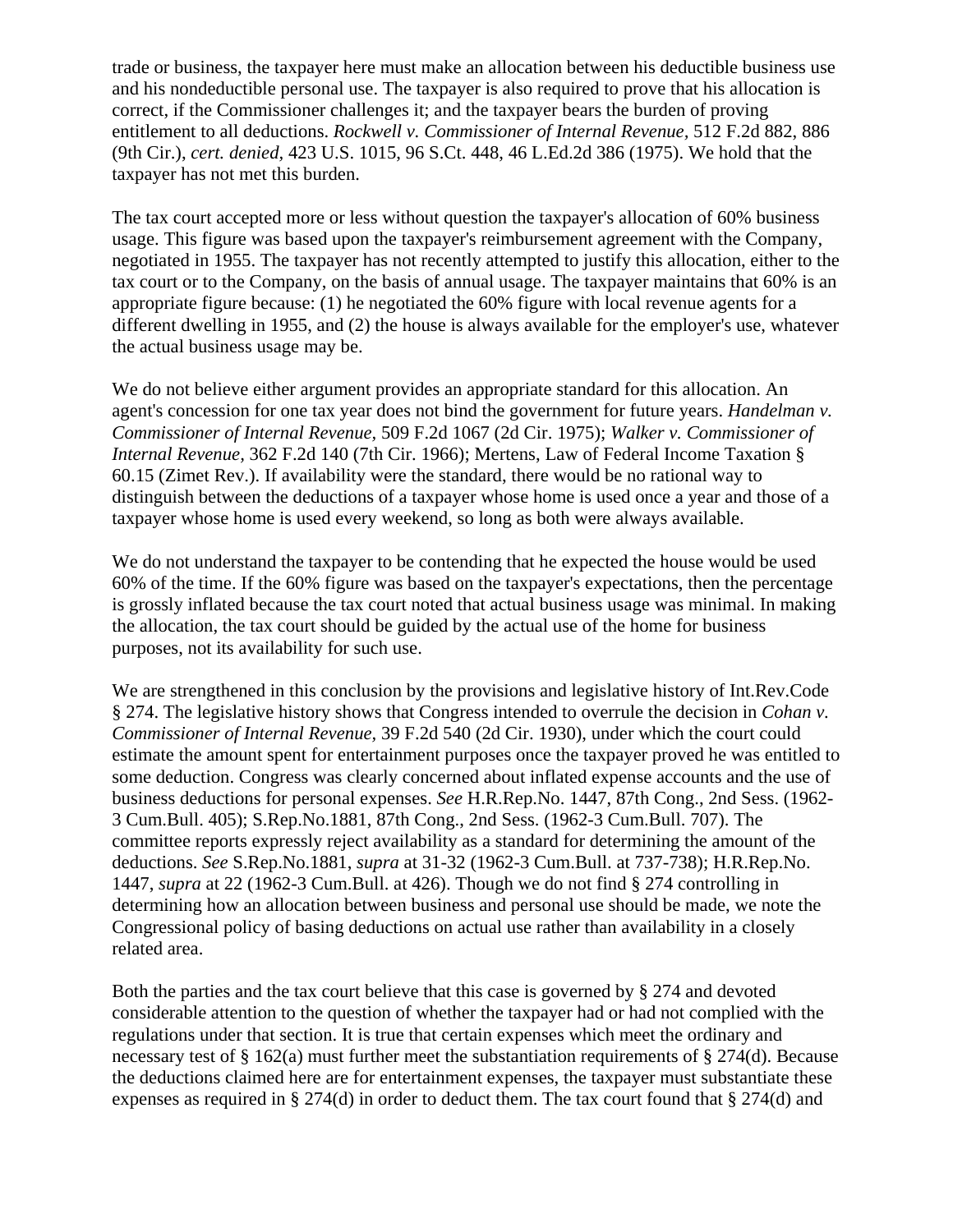trade or business, the taxpayer here must make an allocation between his deductible business use and his nondeductible personal use. The taxpayer is also required to prove that his allocation is correct, if the Commissioner challenges it; and the taxpayer bears the burden of proving entitlement to all deductions. *Rockwell v. Commissioner of Internal Revenue,* 512 F.2d 882, 886 (9th Cir.), *cert. denied,* 423 U.S. 1015, 96 S.Ct. 448, 46 L.Ed.2d 386 (1975). We hold that the taxpayer has not met this burden.

The tax court accepted more or less without question the taxpayer's allocation of 60% business usage. This figure was based upon the taxpayer's reimbursement agreement with the Company, negotiated in 1955. The taxpayer has not recently attempted to justify this allocation, either to the tax court or to the Company, on the basis of annual usage. The taxpayer maintains that 60% is an appropriate figure because: (1) he negotiated the 60% figure with local revenue agents for a different dwelling in 1955, and (2) the house is always available for the employer's use, whatever the actual business usage may be.

We do not believe either argument provides an appropriate standard for this allocation. An agent's concession for one tax year does not bind the government for future years. *Handelman v. Commissioner of Internal Revenue,* 509 F.2d 1067 (2d Cir. 1975); *Walker v. Commissioner of Internal Revenue,* 362 F.2d 140 (7th Cir. 1966); Mertens, Law of Federal Income Taxation § 60.15 (Zimet Rev.). If availability were the standard, there would be no rational way to distinguish between the deductions of a taxpayer whose home is used once a year and those of a taxpayer whose home is used every weekend, so long as both were always available.

We do not understand the taxpayer to be contending that he expected the house would be used 60% of the time. If the 60% figure was based on the taxpayer's expectations, then the percentage is grossly inflated because the tax court noted that actual business usage was minimal. In making the allocation, the tax court should be guided by the actual use of the home for business purposes, not its availability for such use.

We are strengthened in this conclusion by the provisions and legislative history of Int.Rev.Code § 274. The legislative history shows that Congress intended to overrule the decision in *Cohan v. Commissioner of Internal Revenue,* 39 F.2d 540 (2d Cir. 1930), under which the court could estimate the amount spent for entertainment purposes once the taxpayer proved he was entitled to some deduction. Congress was clearly concerned about inflated expense accounts and the use of business deductions for personal expenses. *See* H.R.Rep.No. 1447, 87th Cong., 2nd Sess. (1962-3 Cum.Bull. 405); S.Rep.No.1881, 87th Cong., 2nd Sess. (1962-3 Cum.Bull. 707). The committee reports expressly reject availability as a standard for determining the amount of the deductions. *See* S.Rep.No.1881, *supra* at 31-32 (1962-3 Cum.Bull. at 737-738); H.R.Rep.No. 1447, *supra* at 22 (1962-3 Cum.Bull. at 426). Though we do not find § 274 controlling in determining how an allocation between business and personal use should be made, we note the Congressional policy of basing deductions on actual use rather than availability in a closely related area.

Both the parties and the tax court believe that this case is governed by § 274 and devoted considerable attention to the question of whether the taxpayer had or had not complied with the regulations under that section. It is true that certain expenses which meet the ordinary and necessary test of § 162(a) must further meet the substantiation requirements of § 274(d). Because the deductions claimed here are for entertainment expenses, the taxpayer must substantiate these expenses as required in § 274(d) in order to deduct them. The tax court found that § 274(d) and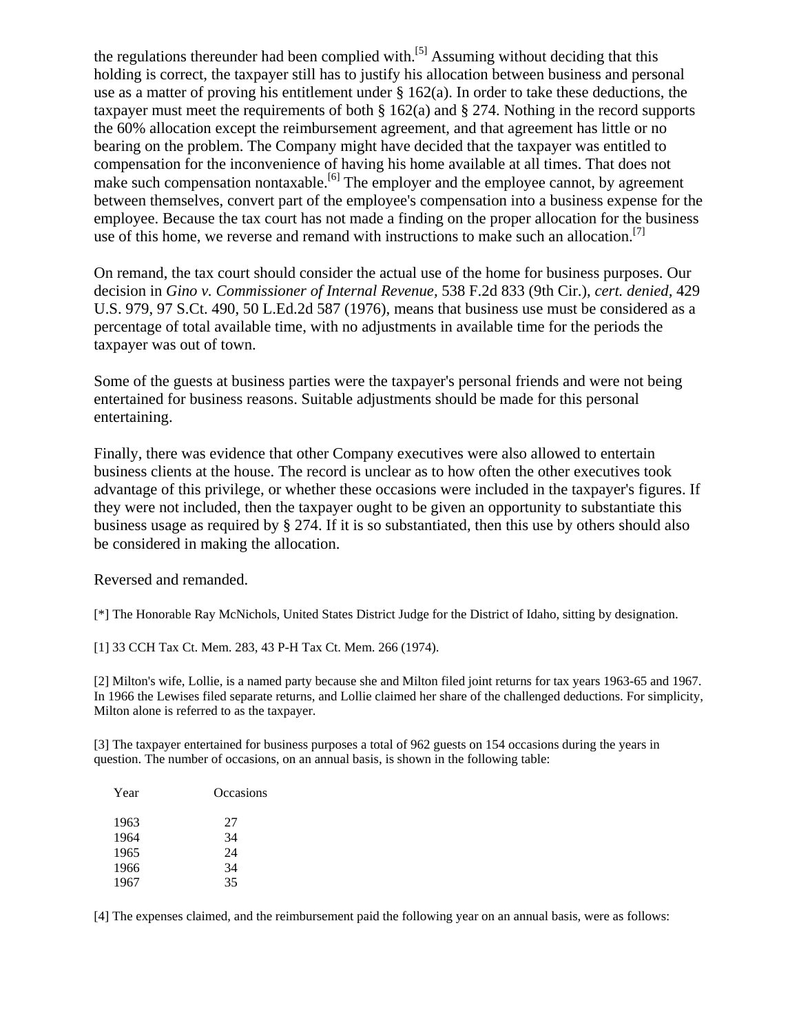the regulations thereunder had been complied with.[5] Assuming without deciding that this holding is correct, the taxpayer still has to justify his allocation between business and personal use as a matter of proving his entitlement under § 162(a). In order to take these deductions, the taxpayer must meet the requirements of both § 162(a) and § 274. Nothing in the record supports the 60% allocation except the reimbursement agreement, and that agreement has little or no bearing on the problem. The Company might have decided that the taxpayer was entitled to compensation for the inconvenience of having his home available at all times. That does not make such compensation nontaxable.[6] The employer and the employee cannot, by agreement between themselves, convert part of the employee's compensation into a business expense for the employee. Because the tax court has not made a finding on the proper allocation for the business use of this home, we reverse and remand with instructions to make such an allocation.[7]

On remand, the tax court should consider the actual use of the home for business purposes. Our decision in *Gino v. Commissioner of Internal Revenue*, 538 F.2d 833 (9th Cir.), *cert. denied*, 429 U.S. 979, 97 S.Ct. 490, 50 L.Ed.2d 587 (1976), means that business use must be considered as a percentage of total available time, with no adjustments in available time for the periods the taxpayer was out of town.

Some of the guests at business parties were the taxpayer's personal friends and were not being entertained for business reasons. Suitable adjustments should be made for this personal entertaining.

Finally, there was evidence that other Company executives were also allowed to entertain business clients at the house. The record is unclear as to how often the other executives took advantage of this privilege, or whether these occasions were included in the taxpayer's figures. If they were not included, then the taxpayer ought to be given an opportunity to substantiate this business usage as required by § 274. If it is so substantiated, then this use by others should also be considered in making the allocation.

Reversed and remanded.

[*] The Honorable Ray McNichols, United States District Judge for the District of Idaho, sitting by designation.

[1] 33 CCH Tax Ct. Mem. 283, 43 P-H Tax Ct. Mem. 266 (1974).

[2] Milton's wife, Lollie, is a named party because she and Milton filed joint returns for tax years 1963-65 and 1967. In 1966 the Lewises filed separate returns, and Lollie claimed her share of the challenged deductions. For simplicity, Milton alone is referred to as the taxpayer.

[3] The taxpayer entertained for business purposes a total of 962 guests on 154 occasions during the years in question. The number of occasions, on an annual basis, is shown in the following table:

| Year | Occasions |
|---|---|
| 1963 | 27 |
| 1964 | 34 |
| 1965 | 24 |
| 1966 | 34 |
| 1967 | 35 |

[4] The expenses claimed, and the reimbursement paid the following year on an annual basis, were as follows: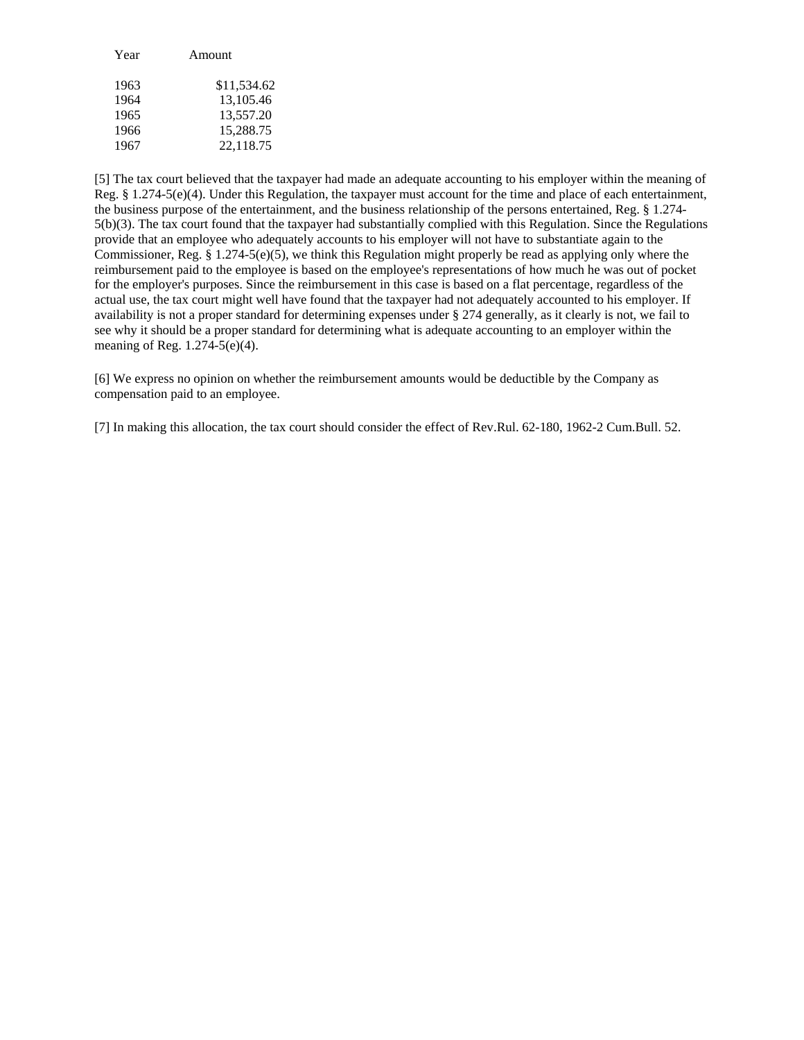| Year | Amount |
| --- | --- |
| 1963 | $11,534.62 |
| 1964 | 13,105.46 |
| 1965 | 13,557.20 |
| 1966 | 15,288.75 |
| 1967 | 22,118.75 |

[5] The tax court believed that the taxpayer had made an adequate accounting to his employer within the meaning of Reg. § 1.274-5(e)(4). Under this Regulation, the taxpayer must account for the time and place of each entertainment, the business purpose of the entertainment, and the business relationship of the persons entertained, Reg. § 1.274-5(b)(3). The tax court found that the taxpayer had substantially complied with this Regulation. Since the Regulations provide that an employee who adequately accounts to his employer will not have to substantiate again to the Commissioner, Reg. § 1.274-5(e)(5), we think this Regulation might properly be read as applying only where the reimbursement paid to the employee is based on the employee's representations of how much he was out of pocket for the employer's purposes. Since the reimbursement in this case is based on a flat percentage, regardless of the actual use, the tax court might well have found that the taxpayer had not adequately accounted to his employer. If availability is not a proper standard for determining expenses under § 274 generally, as it clearly is not, we fail to see why it should be a proper standard for determining what is adequate accounting to an employer within the meaning of Reg. 1.274-5(e)(4).

[6] We express no opinion on whether the reimbursement amounts would be deductible by the Company as compensation paid to an employee.

[7] In making this allocation, the tax court should consider the effect of Rev.Rul. 62-180, 1962-2 Cum.Bull. 52.